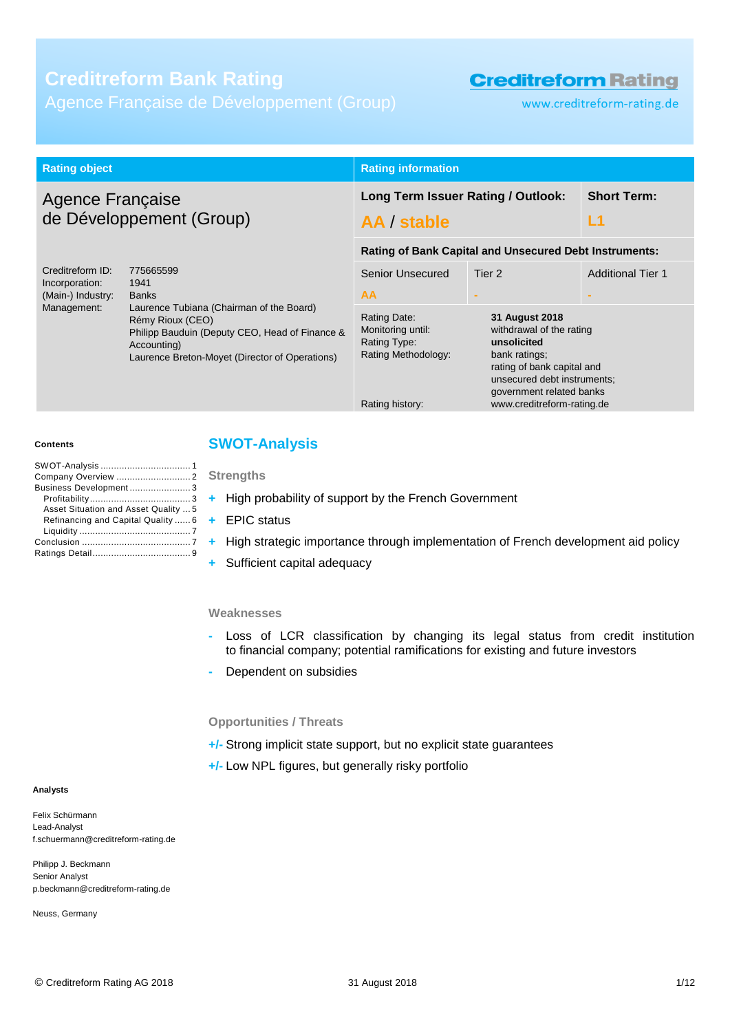# Creditreform Bank Rating

Agence Française de Développement (Group)

Creditreform Rating
www.creditreform-rating.de

| Rating object | Rating information | |
|---|---|---|
| Agence Française de Développement (Group) | **Long Term Issuer Rating / Outlook:** AA / stable | **Short Term:** L1 |

Creditreform ID: 775665599
Incorporation: 1941
(Main-) Industry: Banks
Management: Laurence Tubiana (Chairman of the Board)
Rémy Rioux (CEO)
Philipp Bauduin (Deputy CEO, Head of Finance & Accounting)
Laurence Breton-Moyet (Director of Operations)

**Rating of Bank Capital and Unsecured Debt Instruments:**

| Senior Unsecured | Tier 2 | Additional Tier 1 |
|---|---|---|
| AA | - | - |

Rating Date: **31 August 2018**
Monitoring until: withdrawal of the rating
Rating Type: **unsolicited**
Rating Methodology: bank ratings; rating of bank capital and unsecured debt instruments; government related banks
Rating history: www.creditreform-rating.de

**Contents**

SWOT-Analysis ..... 1
Company Overview ..... 2
Business Development ..... 3
Profitability ..... 3
Asset Situation and Asset Quality ..... 5
Refinancing and Capital Quality ..... 6
Liquidity ..... 7
Conclusion ..... 7
Ratings Detail ..... 9

## SWOT-Analysis

### Strengths

- \+ High probability of support by the French Government
- \+ EPIC status
- \+ High strategic importance through implementation of French development aid policy
- \+ Sufficient capital adequacy

### Weaknesses

- \- Loss of LCR classification by changing its legal status from credit institution to financial company; potential ramifications for existing and future investors
- \- Dependent on subsidies

### Opportunities / Threats

- +/- Strong implicit state support, but no explicit state guarantees
- +/- Low NPL figures, but generally risky portfolio

**Analysts**

Felix Schürmann
Lead-Analyst
f.schuermann@creditreform-rating.de

Philipp J. Beckmann
Senior Analyst
p.beckmann@creditreform-rating.de

Neuss, Germany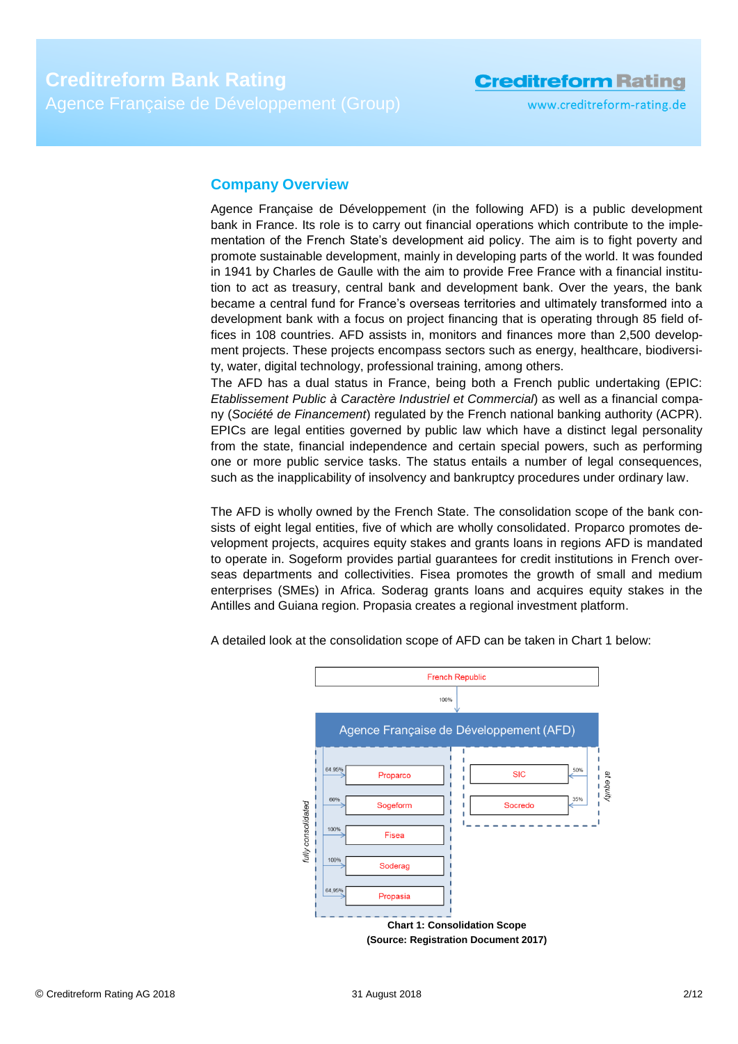## Company Overview

Agence Française de Développement (in the following AFD) is a public development bank in France. Its role is to carry out financial operations which contribute to the implementation of the French State's development aid policy. The aim is to fight poverty and promote sustainable development, mainly in developing parts of the world. It was founded in 1941 by Charles de Gaulle with the aim to provide Free France with a financial institution to act as treasury, central bank and development bank. Over the years, the bank became a central fund for France's overseas territories and ultimately transformed into a development bank with a focus on project financing that is operating through 85 field offices in 108 countries. AFD assists in, monitors and finances more than 2,500 development projects. These projects encompass sectors such as energy, healthcare, biodiversity, water, digital technology, professional training, among others.

The AFD has a dual status in France, being both a French public undertaking (EPIC: *Etablissement Public à Caractère Industriel et Commercial*) as well as a financial company (*Société de Financement*) regulated by the French national banking authority (ACPR). EPICs are legal entities governed by public law which have a distinct legal personality from the state, financial independence and certain special powers, such as performing one or more public service tasks. The status entails a number of legal consequences, such as the inapplicability of insolvency and bankruptcy procedures under ordinary law.

The AFD is wholly owned by the French State. The consolidation scope of the bank consists of eight legal entities, five of which are wholly consolidated. Proparco promotes development projects, acquires equity stakes and grants loans in regions AFD is mandated to operate in. Sogeform provides partial guarantees for credit institutions in French overseas departments and collectivities. Fisea promotes the growth of small and medium enterprises (SMEs) in Africa. Soderag grants loans and acquires equity stakes in the Antilles and Guiana region. Propasia creates a regional investment platform.

A detailed look at the consolidation scope of AFD can be taken in Chart 1 below:

French Republic
100%
Agence Française de Développement (AFD)

fully consolidated:
- 64.95% Proparco
- 60% Sogeform
- 100% Fisea
- 100% Soderag
- 64.95% Propasia

at equity:
- 50% SIC
- 35% Socredo

**Chart 1: Consolidation Scope**
**(Source: Registration Document 2017)**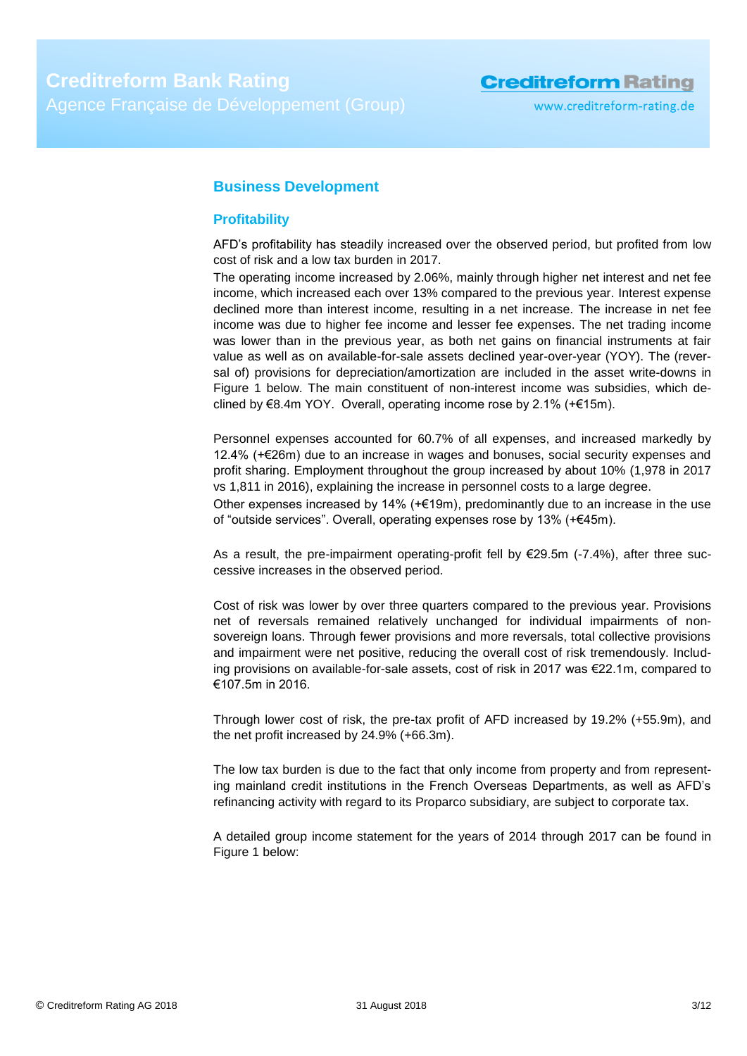## Business Development

### Profitability

AFD's profitability has steadily increased over the observed period, but profited from low cost of risk and a low tax burden in 2017.

The operating income increased by 2.06%, mainly through higher net interest and net fee income, which increased each over 13% compared to the previous year. Interest expense declined more than interest income, resulting in a net increase. The increase in net fee income was due to higher fee income and lesser fee expenses. The net trading income was lower than in the previous year, as both net gains on financial instruments at fair value as well as on available-for-sale assets declined year-over-year (YOY). The (reversal of) provisions for depreciation/amortization are included in the asset write-downs in Figure 1 below. The main constituent of non-interest income was subsidies, which declined by €8.4m YOY. Overall, operating income rose by 2.1% (+€15m).

Personnel expenses accounted for 60.7% of all expenses, and increased markedly by 12.4% (+€26m) due to an increase in wages and bonuses, social security expenses and profit sharing. Employment throughout the group increased by about 10% (1,978 in 2017 vs 1,811 in 2016), explaining the increase in personnel costs to a large degree.

Other expenses increased by 14% (+€19m), predominantly due to an increase in the use of "outside services". Overall, operating expenses rose by 13% (+€45m).

As a result, the pre-impairment operating-profit fell by €29.5m (-7.4%), after three successive increases in the observed period.

Cost of risk was lower by over three quarters compared to the previous year. Provisions net of reversals remained relatively unchanged for individual impairments of non-sovereign loans. Through fewer provisions and more reversals, total collective provisions and impairment were net positive, reducing the overall cost of risk tremendously. Including provisions on available-for-sale assets, cost of risk in 2017 was €22.1m, compared to €107.5m in 2016.

Through lower cost of risk, the pre-tax profit of AFD increased by 19.2% (+55.9m), and the net profit increased by 24.9% (+66.3m).

The low tax burden is due to the fact that only income from property and from representing mainland credit institutions in the French Overseas Departments, as well as AFD's refinancing activity with regard to its Proparco subsidiary, are subject to corporate tax.

A detailed group income statement for the years of 2014 through 2017 can be found in Figure 1 below: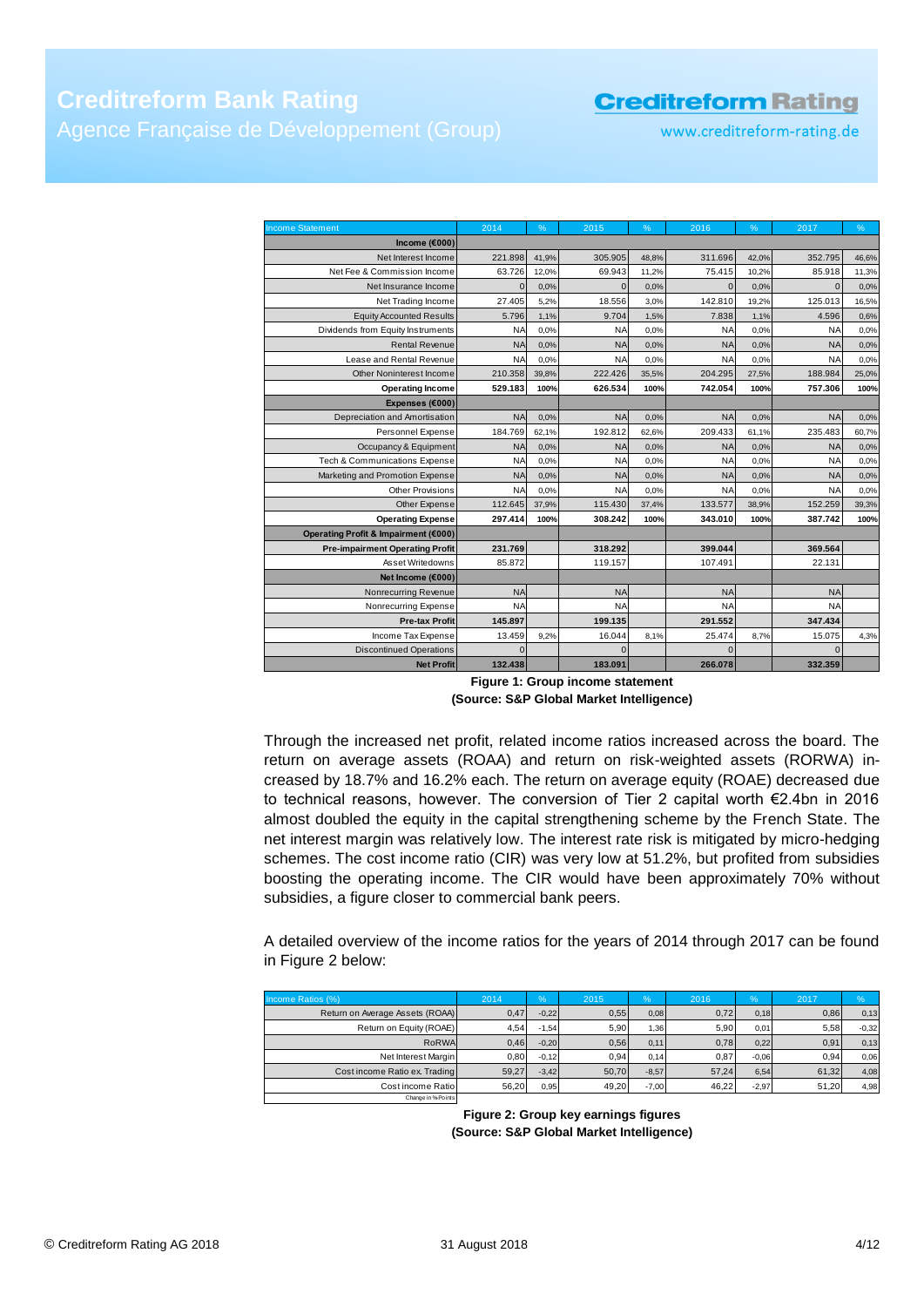| Income Statement | 2014 | % | 2015 | % | 2016 | % | 2017 | % |
|---|---|---|---|---|---|---|---|---|
| **Income (€000)** | | | | | | | | |
| Net Interest Income | 221.898 | 41,9% | 305.905 | 48,8% | 311.696 | 42,0% | 352.795 | 46,6% |
| Net Fee & Commission Income | 63.726 | 12,0% | 69.943 | 11,2% | 75.415 | 10,2% | 85.918 | 11,3% |
| Net Insurance Income | 0 | 0,0% | 0 | 0,0% | 0 | 0,0% | 0 | 0,0% |
| Net Trading Income | 27.405 | 5,2% | 18.556 | 3,0% | 142.810 | 19,2% | 125.013 | 16,5% |
| Equity Accounted Results | 5.796 | 1,1% | 9.704 | 1,5% | 7.838 | 1,1% | 4.596 | 0,6% |
| Dividends from Equity Instruments | NA | 0,0% | NA | 0,0% | NA | 0,0% | NA | 0,0% |
| Rental Revenue | NA | 0,0% | NA | 0,0% | NA | 0,0% | NA | 0,0% |
| Lease and Rental Revenue | NA | 0,0% | NA | 0,0% | NA | 0,0% | NA | 0,0% |
| Other Noninterest Income | 210.358 | 39,8% | 222.426 | 35,5% | 204.295 | 27,5% | 188.984 | 25,0% |
| **Operating Income** | **529.183** | **100%** | **626.534** | **100%** | **742.054** | **100%** | **757.306** | **100%** |
| **Expenses (€000)** | | | | | | | | |
| Depreciation and Amortisation | NA | 0,0% | NA | 0,0% | NA | 0,0% | NA | 0,0% |
| Personnel Expense | 184.769 | 62,1% | 192.812 | 62,6% | 209.433 | 61,1% | 235.483 | 60,7% |
| Occupancy & Equipment | NA | 0,0% | NA | 0,0% | NA | 0,0% | NA | 0,0% |
| Tech & Communications Expense | NA | 0,0% | NA | 0,0% | NA | 0,0% | NA | 0,0% |
| Marketing and Promotion Expense | NA | 0,0% | NA | 0,0% | NA | 0,0% | NA | 0,0% |
| Other Provisions | NA | 0,0% | NA | 0,0% | NA | 0,0% | NA | 0,0% |
| Other Expense | 112.645 | 37,9% | 115.430 | 37,4% | 133.577 | 38,9% | 152.259 | 39,3% |
| **Operating Expense** | **297.414** | **100%** | **308.242** | **100%** | **343.010** | **100%** | **387.742** | **100%** |
| **Operating Profit & Impairment (€000)** | | | | | | | | |
| **Pre-impairment Operating Profit** | **231.769** | | **318.292** | | **399.044** | | **369.564** | |
| Asset Writedowns | 85.872 | | 119.157 | | 107.491 | | 22.131 | |
| **Net Income (€000)** | | | | | | | | |
| Nonrecurring Revenue | NA | | NA | | NA | | NA | |
| Nonrecurring Expense | NA | | NA | | NA | | NA | |
| **Pre-tax Profit** | **145.897** | | **199.135** | | **291.552** | | **347.434** | |
| Income Tax Expense | 13.459 | 9,2% | 16.044 | 8,1% | 25.474 | 8,7% | 15.075 | 4,3% |
| Discontinued Operations | 0 | | 0 | | 0 | | 0 | |
| **Net Profit** | **132.438** | | **183.091** | | **266.078** | | **332.359** | |

**Figure 1: Group income statement**
**(Source: S&P Global Market Intelligence)**

Through the increased net profit, related income ratios increased across the board. The return on average assets (ROAA) and return on risk-weighted assets (RORWA) increased by 18.7% and 16.2% each. The return on average equity (ROAE) decreased due to technical reasons, however. The conversion of Tier 2 capital worth €2.4bn in 2016 almost doubled the equity in the capital strengthening scheme by the French State. The net interest margin was relatively low. The interest rate risk is mitigated by micro-hedging schemes. The cost income ratio (CIR) was very low at 51.2%, but profited from subsidies boosting the operating income. The CIR would have been approximately 70% without subsidies, a figure closer to commercial bank peers.

A detailed overview of the income ratios for the years of 2014 through 2017 can be found in Figure 2 below:

| Income Ratios (%) | 2014 | % | 2015 | % | 2016 | % | 2017 | % |
|---|---|---|---|---|---|---|---|---|
| Return on Average Assets (ROAA) | 0,47 | -0,22 | 0,55 | 0,08 | 0,72 | 0,18 | 0,86 | 0,13 |
| Return on Equity (ROAE) | 4,54 | -1,54 | 5,90 | 1,36 | 5,90 | 0,01 | 5,58 | -0,32 |
| RoRWA | 0,46 | -0,20 | 0,56 | 0,11 | 0,78 | 0,22 | 0,91 | 0,13 |
| Net Interest Margin | 0,80 | -0,12 | 0,94 | 0,14 | 0,87 | -0,06 | 0,94 | 0,06 |
| Cost income Ratio ex. Trading | 59,27 | -3,42 | 50,70 | -8,57 | 57,24 | 6,54 | 61,32 | 4,08 |
| Cost income Ratio | 56,20 | 0,95 | 49,20 | -7,00 | 46,22 | -2,97 | 51,20 | 4,98 |
| Change in %-Points | | | | | | | | |

**Figure 2: Group key earnings figures**
**(Source: S&P Global Market Intelligence)**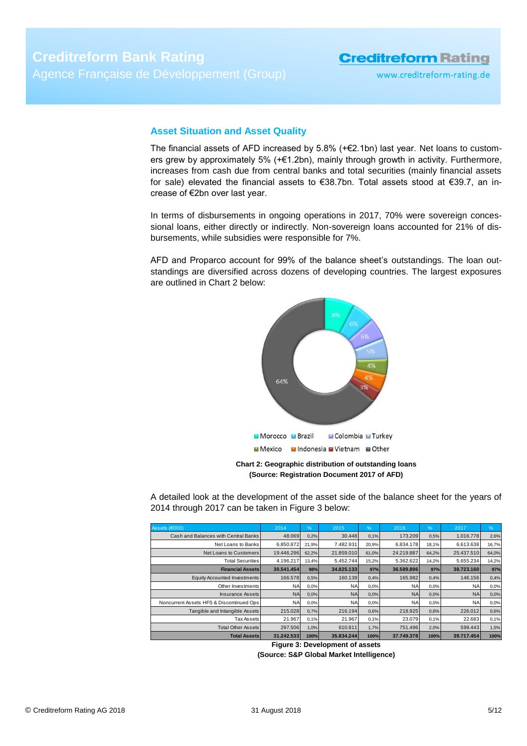## Asset Situation and Asset Quality

The financial assets of AFD increased by 5.8% (+€2.1bn) last year. Net loans to customers grew by approximately 5% (+€1.2bn), mainly through growth in activity. Furthermore, increases from cash due from central banks and total securities (mainly financial assets for sale) elevated the financial assets to €38.7bn. Total assets stood at €39.7, an increase of €2bn over last year.

In terms of disbursements in ongoing operations in 2017, 70% were sovereign concessional loans, either directly or indirectly. Non-sovereign loans accounted for 21% of disbursements, while subsidies were responsible for 7%.

AFD and Proparco account for 99% of the balance sheet's outstandings. The loan outstandings are diversified across dozens of developing countries. The largest exposures are outlined in Chart 2 below:

**Chart 2: Geographic distribution of outstanding loans (Source: Registration Document 2017 of AFD)**

A detailed look at the development of the asset side of the balance sheet for the years of 2014 through 2017 can be taken in Figure 3 below:

| Assets (€000) | 2014 | % | 2015 | % | 2016 | % | 2017 | % |
|---|---|---|---|---|---|---|---|---|
| Cash and Balances with Central Banks | 48.069 | 0,2% | 30.448 | 0,1% | 173.209 | 0,5% | 1.016.778 | 2,6% |
| Net Loans to Banks | 6.850.872 | 21,9% | 7.482.931 | 20,9% | 6.834.178 | 18,1% | 6.613.638 | 16,7% |
| Net Loans to Customers | 19.446.296 | 62,2% | 21.859.010 | 61,0% | 24.219.887 | 64,2% | 25.437.510 | 64,0% |
| Total Securities | 4.196.217 | 13,4% | 5.452.744 | 15,2% | 5.362.622 | 14,2% | 5.655.234 | 14,2% |
| **Financial Assets** | **30.541.454** | **98%** | **34.825.133** | **97%** | **36.589.896** | **97%** | **38.723.160** | **97%** |
| Equity Accounted Investments | 166.578 | 0,5% | 160.139 | 0,4% | 165.982 | 0,4% | 146.156 | 0,4% |
| Other Investments | NA | 0,0% | NA | 0,0% | NA | 0,0% | NA | 0,0% |
| Insurance Assets | NA | 0,0% | NA | 0,0% | NA | 0,0% | NA | 0,0% |
| Noncurrent Assets HFS & Discontinued Ops | NA | 0,0% | NA | 0,0% | NA | 0,0% | NA | 0,0% |
| Tangible and Intangible Assets | 215.028 | 0,7% | 216.194 | 0,6% | 218.925 | 0,6% | 226.012 | 0,6% |
| Tax Assets | 21.967 | 0,1% | 21.967 | 0,1% | 23.079 | 0,1% | 22.683 | 0,1% |
| Total Other Assets | 297.506 | 1,0% | 610.811 | 1,7% | 751.496 | 2,0% | 599.443 | 1,5% |
| **Total Assets** | **31.242.533** | **100%** | **35.834.244** | **100%** | **37.749.378** | **100%** | **39.717.454** | **100%** |

**Figure 3: Development of assets (Source: S&P Global Market Intelligence)**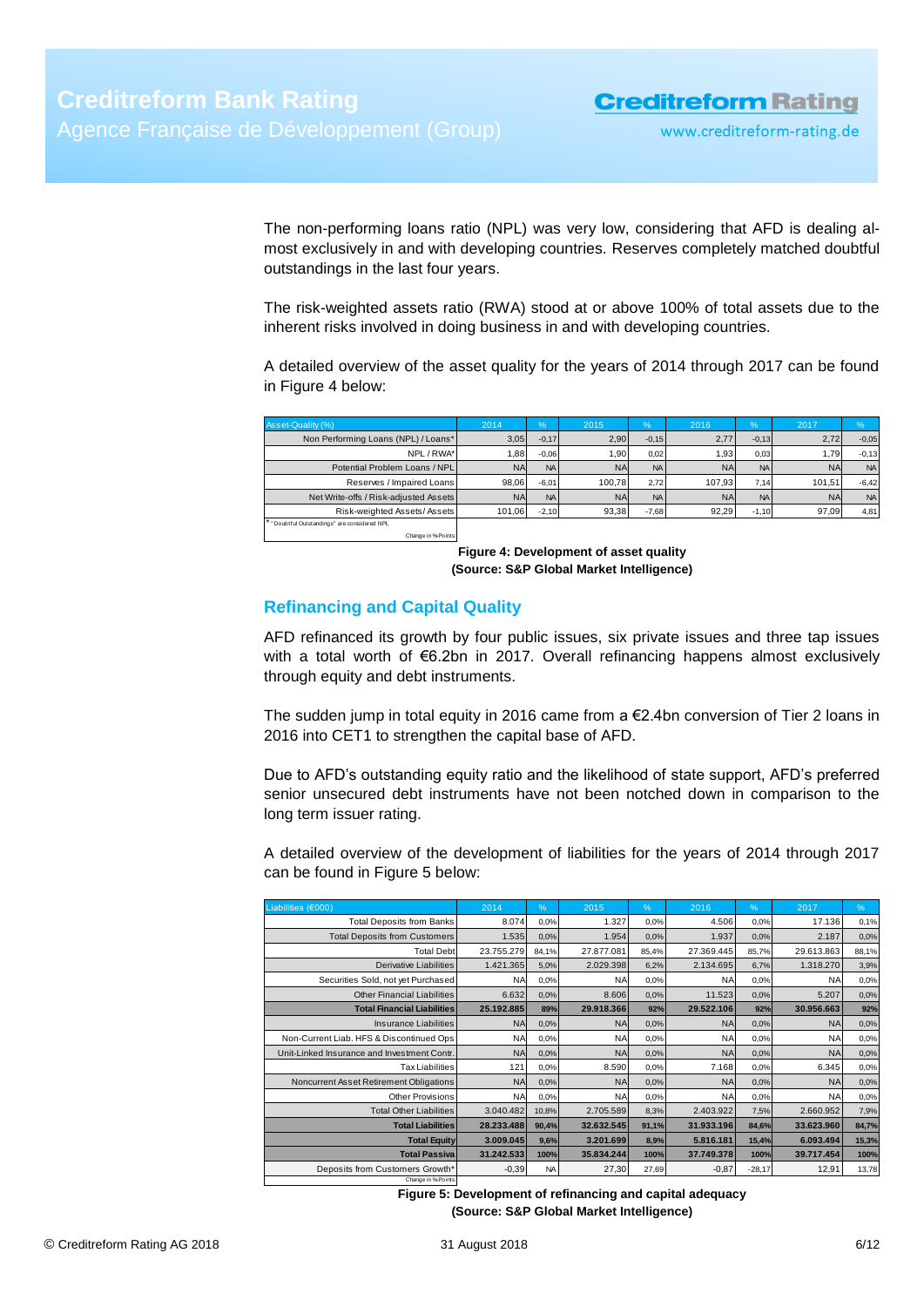The non-performing loans ratio (NPL) was very low, considering that AFD is dealing almost exclusively in and with developing countries. Reserves completely matched doubtful outstandings in the last four years.

The risk-weighted assets ratio (RWA) stood at or above 100% of total assets due to the inherent risks involved in doing business in and with developing countries.

A detailed overview of the asset quality for the years of 2014 through 2017 can be found in Figure 4 below:

| Asset-Quality (%) | 2014 | % | 2015 | % | 2016 | % | 2017 | % |
|---|---|---|---|---|---|---|---|---|
| Non Performing Loans (NPL) / Loans* | 3,05 | -0,17 | 2,90 | -0,15 | 2,77 | -0,13 | 2,72 | -0,05 |
| NPL / RWA* | 1,88 | -0,06 | 1,90 | 0,02 | 1,93 | 0,03 | 1,79 | -0,13 |
| Potential Problem Loans / NPL | NA | NA | NA | NA | NA | NA | NA | NA |
| Reserves / Impaired Loans | 98,06 | -6,01 | 100,78 | 2,72 | 107,93 | 7,14 | 101,51 | -6,42 |
| Net Write-offs / Risk-adjusted Assets | NA | NA | NA | NA | NA | NA | NA | NA |
| Risk-weighted Assets/ Assets | 101,06 | -2,10 | 93,38 | -7,68 | 92,29 | -1,10 | 97,09 | 4,81 |

\* "Doubtful Outstandings" are considered NPL

Change in %-Points

**Figure 4: Development of asset quality (Source: S&P Global Market Intelligence)**

## Refinancing and Capital Quality

AFD refinanced its growth by four public issues, six private issues and three tap issues with a total worth of €6.2bn in 2017. Overall refinancing happens almost exclusively through equity and debt instruments.

The sudden jump in total equity in 2016 came from a €2.4bn conversion of Tier 2 loans in 2016 into CET1 to strengthen the capital base of AFD.

Due to AFD's outstanding equity ratio and the likelihood of state support, AFD's preferred senior unsecured debt instruments have not been notched down in comparison to the long term issuer rating.

A detailed overview of the development of liabilities for the years of 2014 through 2017 can be found in Figure 5 below:

| Liabilities (€000) | 2014 | % | 2015 | % | 2016 | % | 2017 | % |
|---|---|---|---|---|---|---|---|---|
| Total Deposits from Banks | 8.074 | 0,0% | 1.327 | 0,0% | 4.506 | 0,0% | 17.136 | 0,1% |
| Total Deposits from Customers | 1.535 | 0,0% | 1.954 | 0,0% | 1.937 | 0,0% | 2.187 | 0,0% |
| Total Debt | 23.755.279 | 84,1% | 27.877.081 | 85,4% | 27.369.445 | 85,7% | 29.613.863 | 88,1% |
| Derivative Liabilities | 1.421.365 | 5,0% | 2.029.398 | 6,2% | 2.134.695 | 6,7% | 1.318.270 | 3,9% |
| Securities Sold, not yet Purchased | NA | 0,0% | NA | 0,0% | NA | 0,0% | NA | 0,0% |
| Other Financial Liabilities | 6.632 | 0,0% | 8.606 | 0,0% | 11.523 | 0,0% | 5.207 | 0,0% |
| **Total Financial Liabilities** | **25.192.885** | **89%** | **29.918.366** | **92%** | **29.522.106** | **92%** | **30.956.663** | **92%** |
| Insurance Liabilities | NA | 0,0% | NA | 0,0% | NA | 0,0% | NA | 0,0% |
| Non-Current Liab. HFS & Discontinued Ops | NA | 0,0% | NA | 0,0% | NA | 0,0% | NA | 0,0% |
| Unit-Linked Insurance and Investment Contr. | NA | 0,0% | NA | 0,0% | NA | 0,0% | NA | 0,0% |
| Tax Liabilities | 121 | 0,0% | 8.590 | 0,0% | 7.168 | 0,0% | 6.345 | 0,0% |
| Noncurrent Asset Retirement Obligations | NA | 0,0% | NA | 0,0% | NA | 0,0% | NA | 0,0% |
| Other Provisions | NA | 0,0% | NA | 0,0% | NA | 0,0% | NA | 0,0% |
| Total Other Liabilities | 3.040.482 | 10,8% | 2.705.589 | 8,3% | 2.403.922 | 7,5% | 2.660.952 | 7,9% |
| **Total Liabilities** | **28.233.488** | **90,4%** | **32.632.545** | **91,1%** | **31.933.196** | **84,6%** | **33.623.960** | **84,7%** |
| **Total Equity** | **3.009.045** | **9,6%** | **3.201.699** | **8,9%** | **5.816.181** | **15,4%** | **6.093.494** | **15,3%** |
| **Total Passiva** | **31.242.533** | **100%** | **35.834.244** | **100%** | **37.749.378** | **100%** | **39.717.454** | **100%** |
| Deposits from Customers Growth* | -0,39 | NA | 27,30 | 27,69 | -0,87 | -28,17 | 12,91 | 13,78 |

Change in %-Points

**Figure 5: Development of refinancing and capital adequacy (Source: S&P Global Market Intelligence)**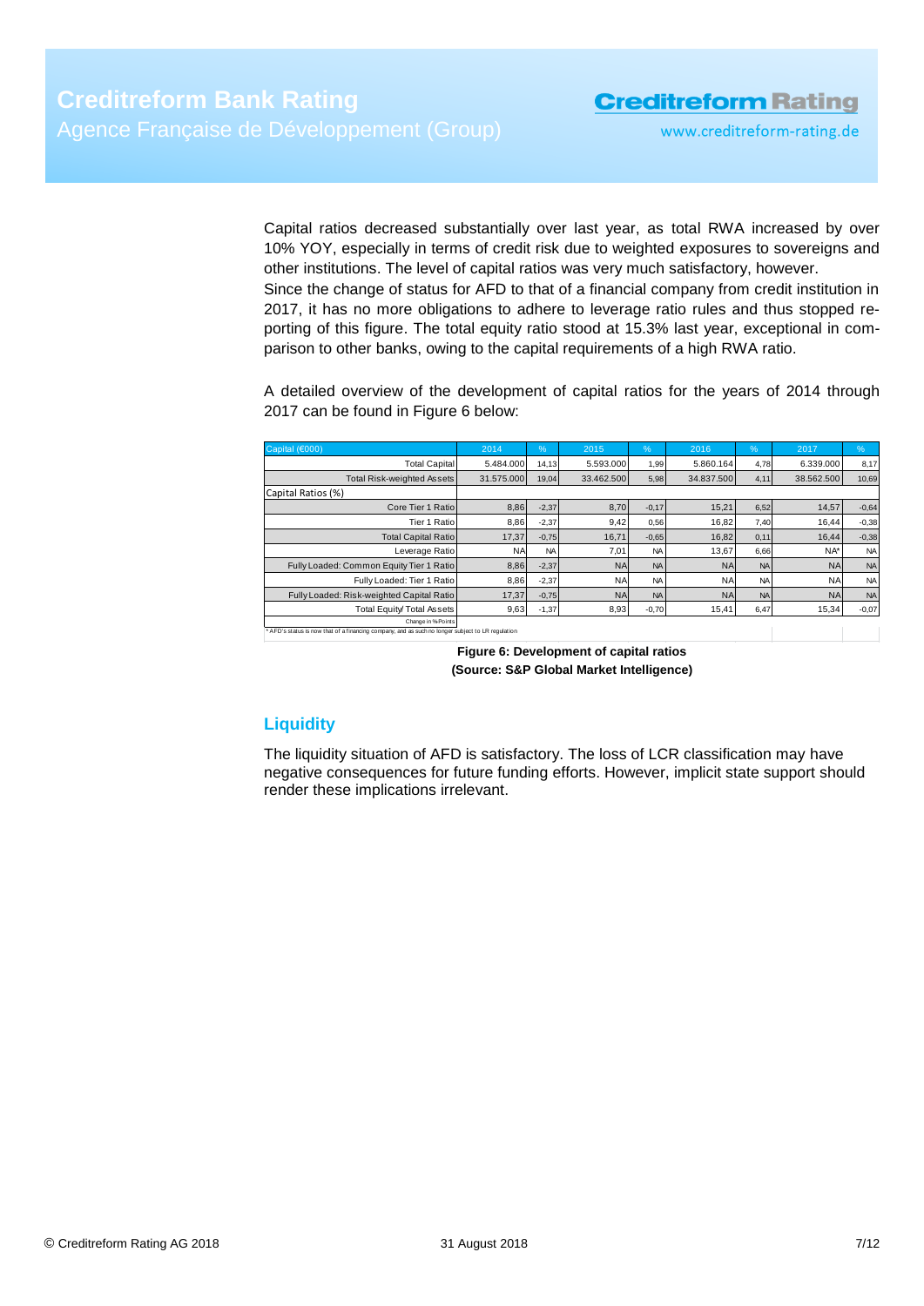Capital ratios decreased substantially over last year, as total RWA increased by over 10% YOY, especially in terms of credit risk due to weighted exposures to sovereigns and other institutions. The level of capital ratios was very much satisfactory, however.

Since the change of status for AFD to that of a financial company from credit institution in 2017, it has no more obligations to adhere to leverage ratio rules and thus stopped reporting of this figure. The total equity ratio stood at 15.3% last year, exceptional in comparison to other banks, owing to the capital requirements of a high RWA ratio.

A detailed overview of the development of capital ratios for the years of 2014 through 2017 can be found in Figure 6 below:

| Capital (€000) | 2014 | % | 2015 | % | 2016 | % | 2017 | % |
|---|---|---|---|---|---|---|---|---|
| Total Capital | 5.484.000 | 14,13 | 5.593.000 | 1,99 | 5.860.164 | 4,78 | 6.339.000 | 8,17 |
| Total Risk-weighted Assets | 31.575.000 | 19,04 | 33.462.500 | 5,98 | 34.837.500 | 4,11 | 38.562.500 | 10,69 |
| Capital Ratios (%) | | | | | | | | |
| Core Tier 1 Ratio | 8,86 | -2,37 | 8,70 | -0,17 | 15,21 | 6,52 | 14,57 | -0,64 |
| Tier 1 Ratio | 8,86 | -2,37 | 9,42 | 0,56 | 16,82 | 7,40 | 16,44 | -0,38 |
| Total Capital Ratio | 17,37 | -0,75 | 16,71 | -0,65 | 16,82 | 0,11 | 16,44 | -0,38 |
| Leverage Ratio | NA | NA | 7,01 | NA | 13,67 | 6,66 | NA* | NA |
| Fully Loaded: Common Equity Tier 1 Ratio | 8,86 | -2,37 | NA | NA | NA | NA | NA | NA |
| Fully Loaded: Tier 1 Ratio | 8,86 | -2,37 | NA | NA | NA | NA | NA | NA |
| Fully Loaded: Risk-weighted Capital Ratio | 17,37 | -0,75 | NA | NA | NA | NA | NA | NA |
| Total Equity/ Total Assets | 9,63 | -1,37 | 8,93 | -0,70 | 15,41 | 6,47 | 15,34 | -0,07 |

Change in %-Points

* AFD's status is now that of a financing company, and as such no longer subject to LR regulation

**Figure 6: Development of capital ratios**
**(Source: S&P Global Market Intelligence)**

## Liquidity

The liquidity situation of AFD is satisfactory. The loss of LCR classification may have negative consequences for future funding efforts. However, implicit state support should render these implications irrelevant.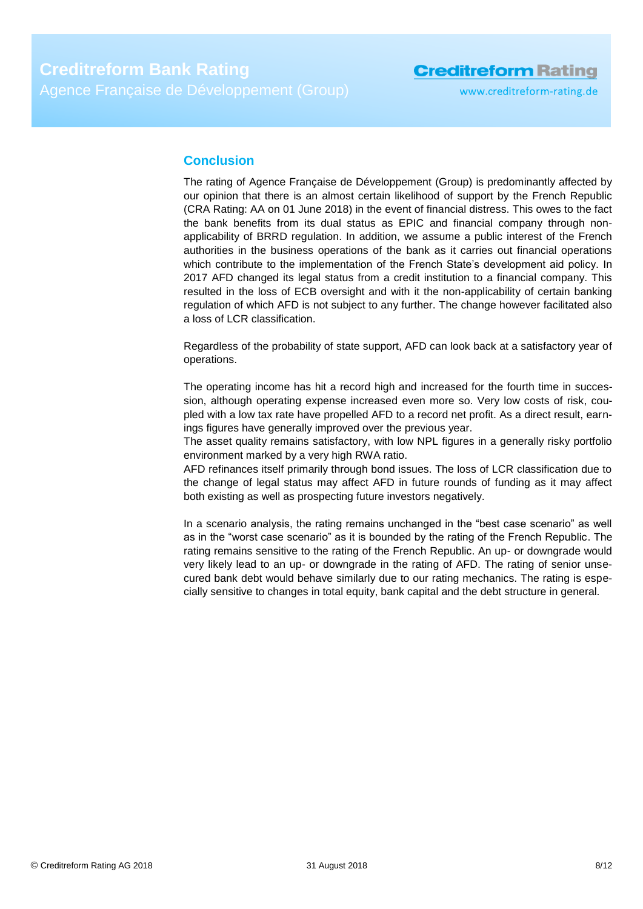## Conclusion

The rating of Agence Française de Développement (Group) is predominantly affected by our opinion that there is an almost certain likelihood of support by the French Republic (CRA Rating: AA on 01 June 2018) in the event of financial distress. This owes to the fact the bank benefits from its dual status as EPIC and financial company through non-applicability of BRRD regulation. In addition, we assume a public interest of the French authorities in the business operations of the bank as it carries out financial operations which contribute to the implementation of the French State's development aid policy. In 2017 AFD changed its legal status from a credit institution to a financial company. This resulted in the loss of ECB oversight and with it the non-applicability of certain banking regulation of which AFD is not subject to any further. The change however facilitated also a loss of LCR classification.

Regardless of the probability of state support, AFD can look back at a satisfactory year of operations.

The operating income has hit a record high and increased for the fourth time in succession, although operating expense increased even more so. Very low costs of risk, coupled with a low tax rate have propelled AFD to a record net profit. As a direct result, earnings figures have generally improved over the previous year.
The asset quality remains satisfactory, with low NPL figures in a generally risky portfolio environment marked by a very high RWA ratio.
AFD refinances itself primarily through bond issues. The loss of LCR classification due to the change of legal status may affect AFD in future rounds of funding as it may affect both existing as well as prospecting future investors negatively.

In a scenario analysis, the rating remains unchanged in the "best case scenario" as well as in the "worst case scenario" as it is bounded by the rating of the French Republic. The rating remains sensitive to the rating of the French Republic. An up- or downgrade would very likely lead to an up- or downgrade in the rating of AFD. The rating of senior unsecured bank debt would behave similarly due to our rating mechanics. The rating is especially sensitive to changes in total equity, bank capital and the debt structure in general.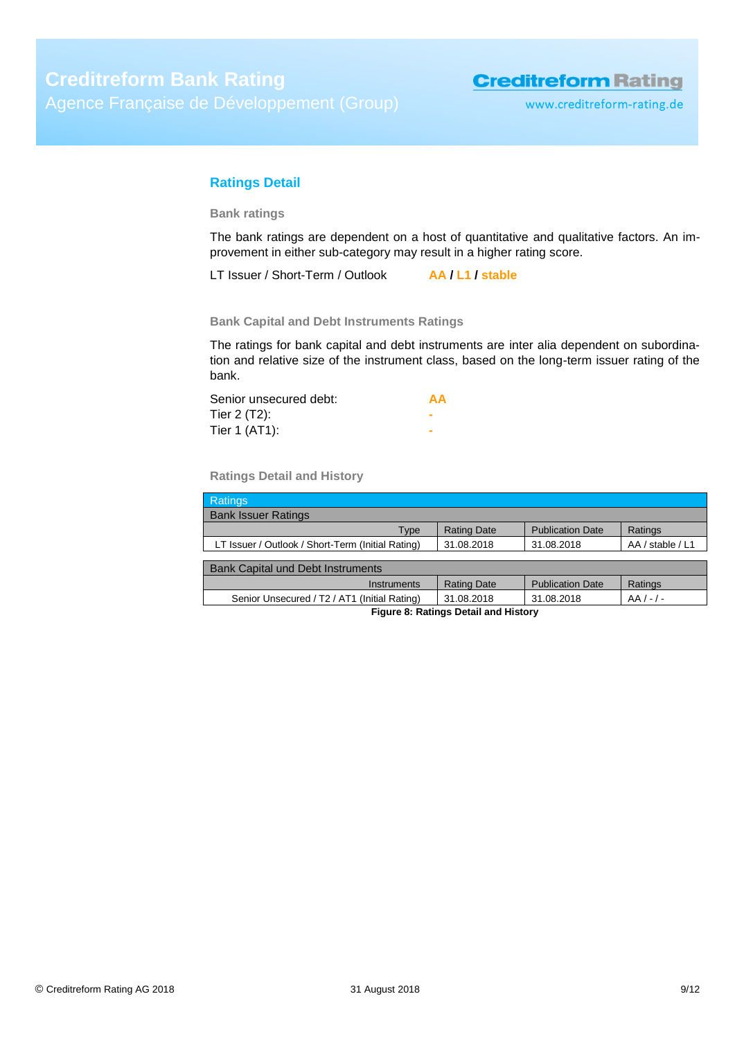## Ratings Detail

### Bank ratings

The bank ratings are dependent on a host of quantitative and qualitative factors. An improvement in either sub-category may result in a higher rating score.

LT Issuer / Short-Term / Outlook **AA / L1 / stable**

### Bank Capital and Debt Instruments Ratings

The ratings for bank capital and debt instruments are inter alia dependent on subordination and relative size of the instrument class, based on the long-term issuer rating of the bank.

| | |
|---|---|
| Senior unsecured debt: | **AA** |
| Tier 2 (T2): | **-** |
| Tier 1 (AT1): | **-** |

### Ratings Detail and History

| Ratings | | | |
|---|---|---|---|
| **Bank Issuer Ratings** | | | |
| Type | Rating Date | Publication Date | Ratings |
| LT Issuer / Outlook / Short-Term (Initial Rating) | 31.08.2018 | 31.08.2018 | AA / stable / L1 |
| **Bank Capital und Debt Instruments** | | | |
| Instruments | Rating Date | Publication Date | Ratings |
| Senior Unsecured / T2 / AT1 (Initial Rating) | 31.08.2018 | 31.08.2018 | AA / - / - |

**Figure 8: Ratings Detail and History**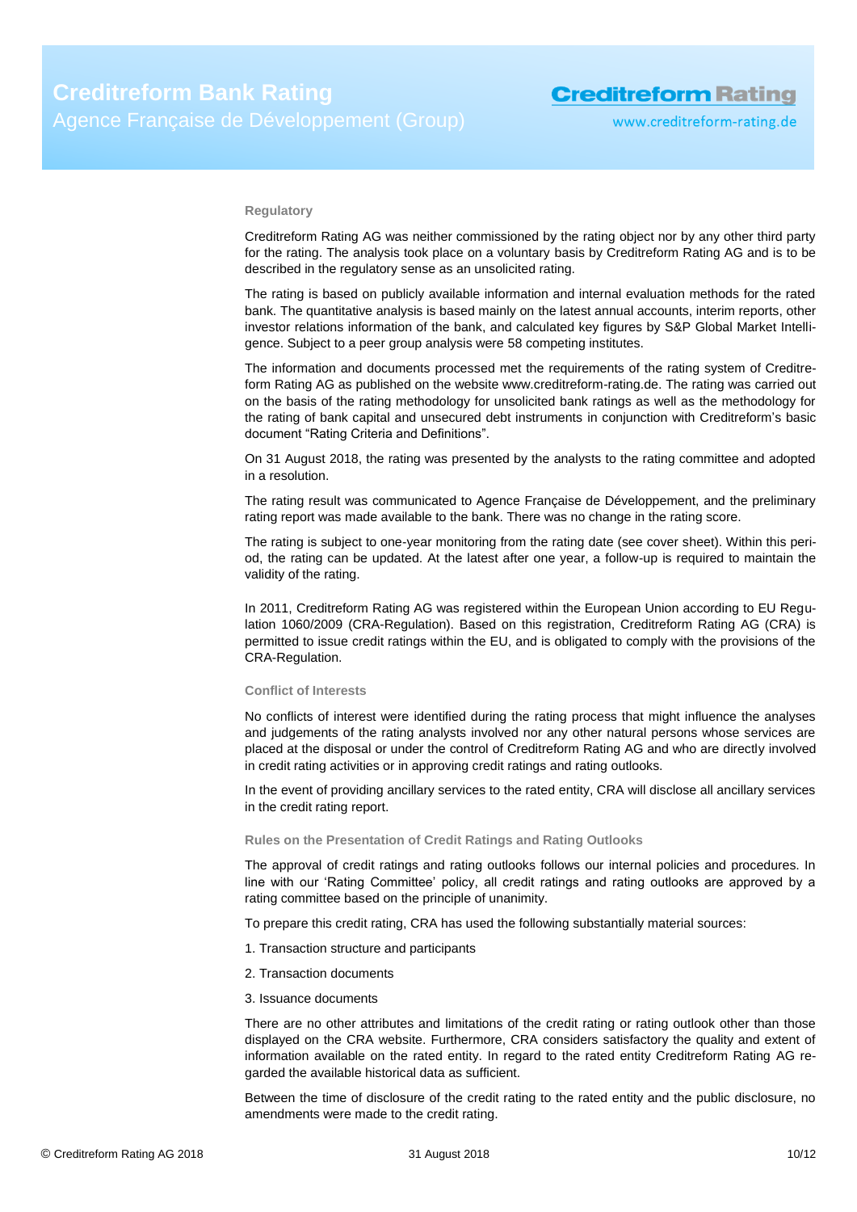### Regulatory

Creditreform Rating AG was neither commissioned by the rating object nor by any other third party for the rating. The analysis took place on a voluntary basis by Creditreform Rating AG and is to be described in the regulatory sense as an unsolicited rating.

The rating is based on publicly available information and internal evaluation methods for the rated bank. The quantitative analysis is based mainly on the latest annual accounts, interim reports, other investor relations information of the bank, and calculated key figures by S&P Global Market Intelligence. Subject to a peer group analysis were 58 competing institutes.

The information and documents processed met the requirements of the rating system of Creditreform Rating AG as published on the website www.creditreform-rating.de. The rating was carried out on the basis of the rating methodology for unsolicited bank ratings as well as the methodology for the rating of bank capital and unsecured debt instruments in conjunction with Creditreform's basic document "Rating Criteria and Definitions".

On 31 August 2018, the rating was presented by the analysts to the rating committee and adopted in a resolution.

The rating result was communicated to Agence Française de Développement, and the preliminary rating report was made available to the bank. There was no change in the rating score.

The rating is subject to one-year monitoring from the rating date (see cover sheet). Within this period, the rating can be updated. At the latest after one year, a follow-up is required to maintain the validity of the rating.

In 2011, Creditreform Rating AG was registered within the European Union according to EU Regulation 1060/2009 (CRA-Regulation). Based on this registration, Creditreform Rating AG (CRA) is permitted to issue credit ratings within the EU, and is obligated to comply with the provisions of the CRA-Regulation.

### Conflict of Interests

No conflicts of interest were identified during the rating process that might influence the analyses and judgements of the rating analysts involved nor any other natural persons whose services are placed at the disposal or under the control of Creditreform Rating AG and who are directly involved in credit rating activities or in approving credit ratings and rating outlooks.

In the event of providing ancillary services to the rated entity, CRA will disclose all ancillary services in the credit rating report.

### Rules on the Presentation of Credit Ratings and Rating Outlooks

The approval of credit ratings and rating outlooks follows our internal policies and procedures. In line with our 'Rating Committee' policy, all credit ratings and rating outlooks are approved by a rating committee based on the principle of unanimity.

To prepare this credit rating, CRA has used the following substantially material sources:

1. Transaction structure and participants
2. Transaction documents
3. Issuance documents

There are no other attributes and limitations of the credit rating or rating outlook other than those displayed on the CRA website. Furthermore, CRA considers satisfactory the quality and extent of information available on the rated entity. In regard to the rated entity Creditreform Rating AG regarded the available historical data as sufficient.

Between the time of disclosure of the credit rating to the rated entity and the public disclosure, no amendments were made to the credit rating.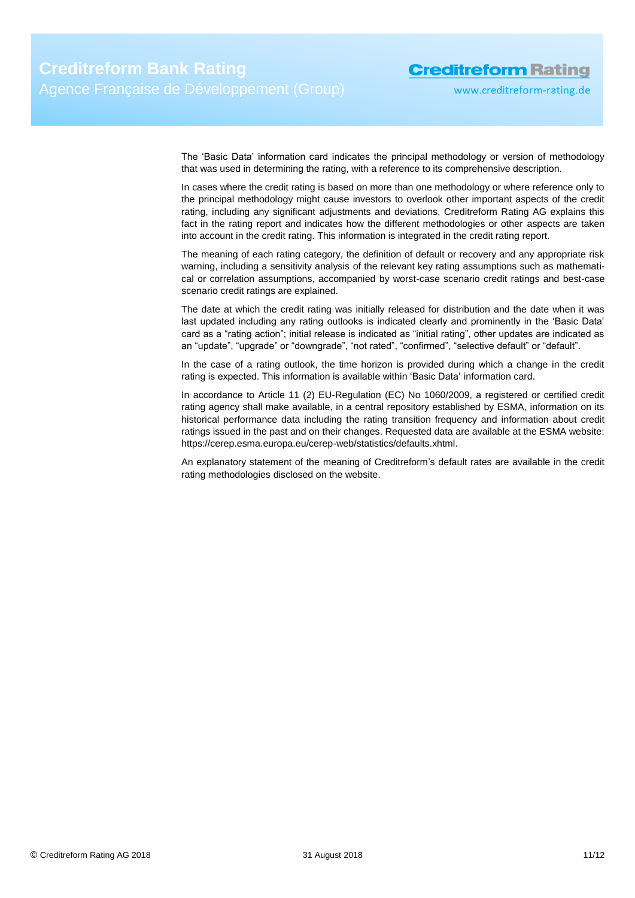The 'Basic Data' information card indicates the principal methodology or version of methodology that was used in determining the rating, with a reference to its comprehensive description.

In cases where the credit rating is based on more than one methodology or where reference only to the principal methodology might cause investors to overlook other important aspects of the credit rating, including any significant adjustments and deviations, Creditreform Rating AG explains this fact in the rating report and indicates how the different methodologies or other aspects are taken into account in the credit rating. This information is integrated in the credit rating report.

The meaning of each rating category, the definition of default or recovery and any appropriate risk warning, including a sensitivity analysis of the relevant key rating assumptions such as mathematical or correlation assumptions, accompanied by worst-case scenario credit ratings and best-case scenario credit ratings are explained.

The date at which the credit rating was initially released for distribution and the date when it was last updated including any rating outlooks is indicated clearly and prominently in the 'Basic Data' card as a "rating action"; initial release is indicated as "initial rating", other updates are indicated as an "update", "upgrade" or "downgrade", "not rated", "confirmed", "selective default" or "default".

In the case of a rating outlook, the time horizon is provided during which a change in the credit rating is expected. This information is available within 'Basic Data' information card.

In accordance to Article 11 (2) EU-Regulation (EC) No 1060/2009, a registered or certified credit rating agency shall make available, in a central repository established by ESMA, information on its historical performance data including the rating transition frequency and information about credit ratings issued in the past and on their changes. Requested data are available at the ESMA website: https://cerep.esma.europa.eu/cerep-web/statistics/defaults.xhtml.

An explanatory statement of the meaning of Creditreform's default rates are available in the credit rating methodologies disclosed on the website.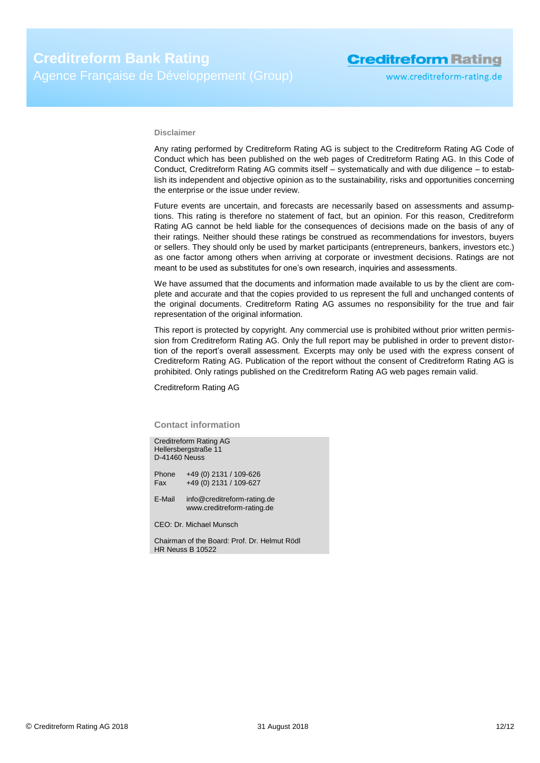### Disclaimer

Any rating performed by Creditreform Rating AG is subject to the Creditreform Rating AG Code of Conduct which has been published on the web pages of Creditreform Rating AG. In this Code of Conduct, Creditreform Rating AG commits itself – systematically and with due diligence – to establish its independent and objective opinion as to the sustainability, risks and opportunities concerning the enterprise or the issue under review.

Future events are uncertain, and forecasts are necessarily based on assessments and assumptions. This rating is therefore no statement of fact, but an opinion. For this reason, Creditreform Rating AG cannot be held liable for the consequences of decisions made on the basis of any of their ratings. Neither should these ratings be construed as recommendations for investors, buyers or sellers. They should only be used by market participants (entrepreneurs, bankers, investors etc.) as one factor among others when arriving at corporate or investment decisions. Ratings are not meant to be used as substitutes for one's own research, inquiries and assessments.

We have assumed that the documents and information made available to us by the client are complete and accurate and that the copies provided to us represent the full and unchanged contents of the original documents. Creditreform Rating AG assumes no responsibility for the true and fair representation of the original information.

This report is protected by copyright. Any commercial use is prohibited without prior written permission from Creditreform Rating AG. Only the full report may be published in order to prevent distortion of the report's overall assessment. Excerpts may only be used with the express consent of Creditreform Rating AG. Publication of the report without the consent of Creditreform Rating AG is prohibited. Only ratings published on the Creditreform Rating AG web pages remain valid.

Creditreform Rating AG

### Contact information

Creditreform Rating AG
Hellersbergstraße 11
D-41460 Neuss

Phone +49 (0) 2131 / 109-626
Fax +49 (0) 2131 / 109-627

E-Mail info@creditreform-rating.de
www.creditreform-rating.de

CEO: Dr. Michael Munsch

Chairman of the Board: Prof. Dr. Helmut Rödl
HR Neuss B 10522